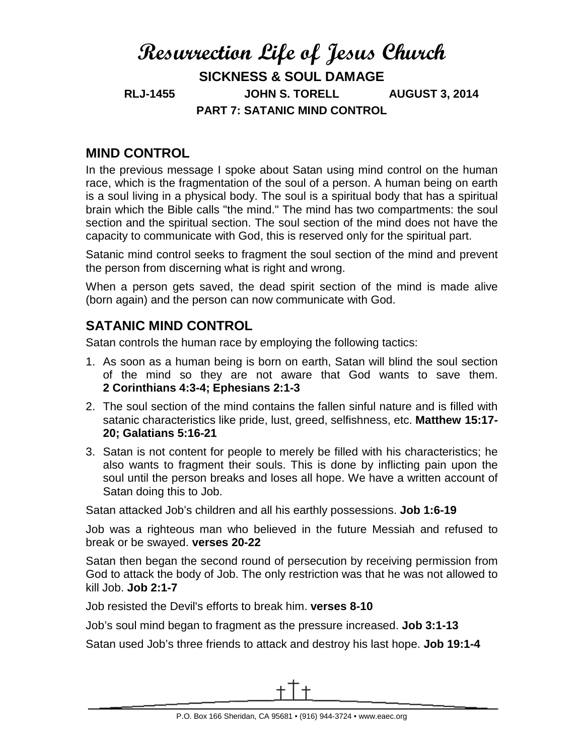# Resurrection Life of Jesus Church

## SICKNESS & SOUL DAMAGE

**RLJ-1455 JOHN S. TORELL AUGUST 3, 2014**

**PART 7: SATANIC MIND CONTROL**

## MIND CONTROL

In the previous message I spoke about Satan using mind control on the human race, which is the fragmentation of the soul of a person. A human being on earth is a soul living in a physical body. The soul is a spiritual body that has a spiritual brain which the Bible calls "the mind." The mind has two compartments: the soul section and the spiritual section. The soul section of the mind does not have the capacity to communicate with God, this is reserved only for the spiritual part.

Satanic mind control seeks to fragment the soul section of the mind and prevent the person from discerning what is right and wrong.

When a person gets saved, the dead spirit section of the mind is made alive (born again) and the person can now communicate with God.

## SATANIC MIND CONTROL

Satan controls the human race by employing the following tactics:

1. As soon as a human being is born on earth, Satan will blind the soul section of the mind so they are not aware that God wants to save them. **2 Corinthians 4:3-4; Ephesians 2:1-3**
2. The soul section of the mind contains the fallen sinful nature and is filled with satanic characteristics like pride, lust, greed, selfishness, etc. **Matthew 15:17-20; Galatians 5:16-21**
3. Satan is not content for people to merely be filled with his characteristics; he also wants to fragment their souls. This is done by inflicting pain upon the soul until the person breaks and loses all hope. We have a written account of Satan doing this to Job.

Satan attacked Job's children and all his earthly possessions. **Job 1:6-19**

Job was a righteous man who believed in the future Messiah and refused to break or be swayed. **verses 20-22**

Satan then began the second round of persecution by receiving permission from God to attack the body of Job. The only restriction was that he was not allowed to kill Job. **Job 2:1-7**

Job resisted the Devil's efforts to break him. **verses 8-10**

Job's soul mind began to fragment as the pressure increased. **Job 3:1-13**

Satan used Job's three friends to attack and destroy his last hope. **Job 19:1-4**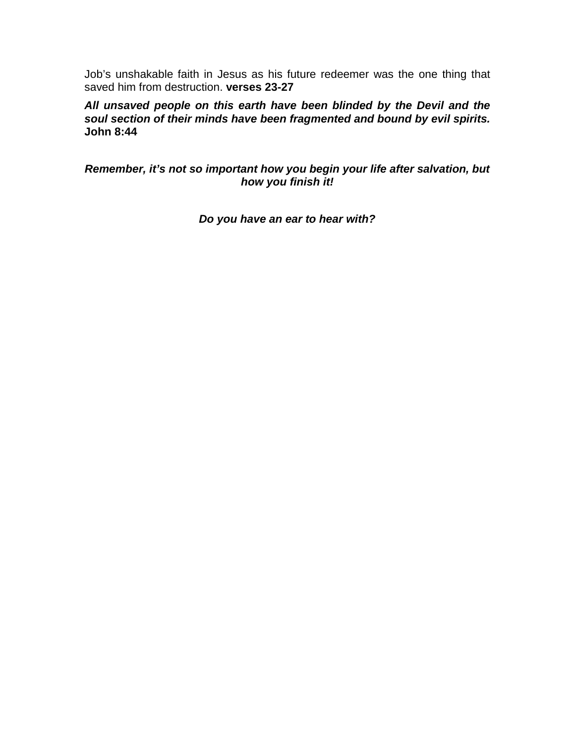Job's unshakable faith in Jesus as his future redeemer was the one thing that saved him from destruction. **verses 23-27**

***All unsaved people on this earth have been blinded by the Devil and the soul section of their minds have been fragmented and bound by evil spirits.*** **John 8:44**

***Remember, it's not so important how you begin your life after salvation, but how you finish it!***

***Do you have an ear to hear with?***